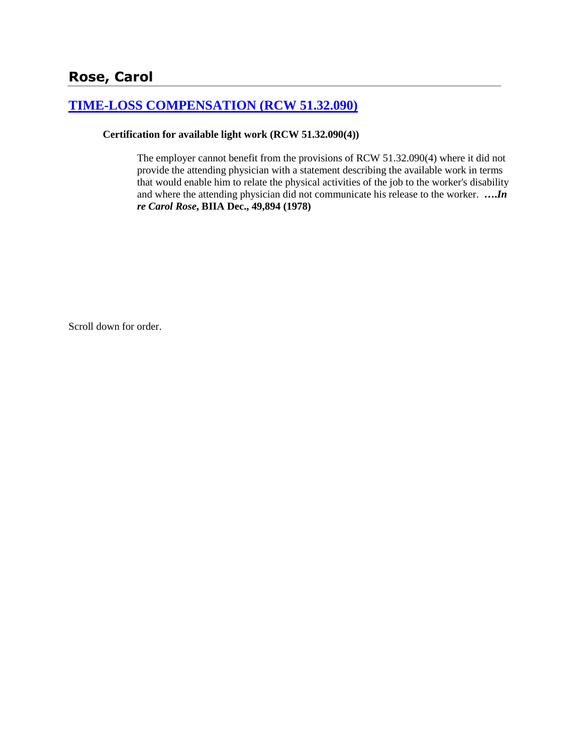## Rose, Carol

### [TIME-LOSS COMPENSATION (RCW 51.32.090)]

**Certification for available light work (RCW 51.32.090(4))**

> The employer cannot benefit from the provisions of RCW 51.32.090(4) where it did not provide the attending physician with a statement describing the available work in terms that would enable him to relate the physical activities of the job to the worker's disability and where the attending physician did not communicate his release to the worker. ***….In re Carol Rose*, BIIA Dec., 49,894 (1978)**

Scroll down for order.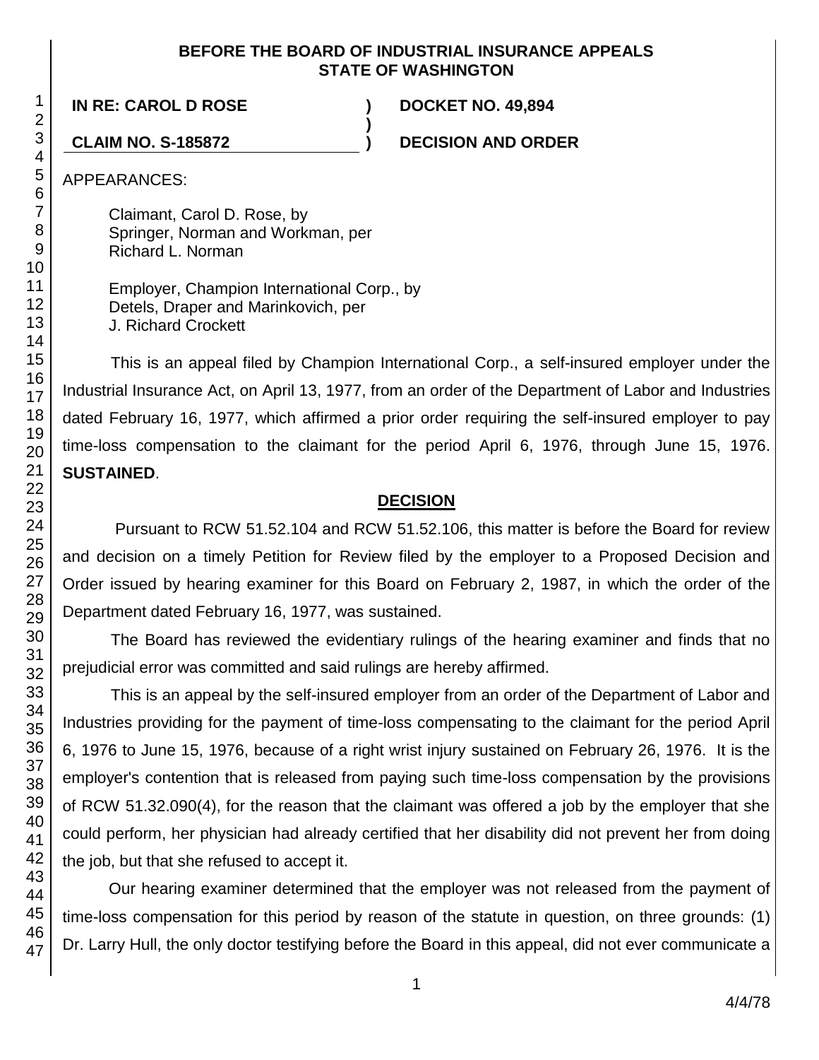**BEFORE THE BOARD OF INDUSTRIAL INSURANCE APPEALS**
**STATE OF WASHINGTON**

**IN RE: CAROL D ROSE** ) **DOCKET NO. 49,894**
)
**CLAIM NO. S-185872** ) **DECISION AND ORDER**

APPEARANCES:

Claimant, Carol D. Rose, by
Springer, Norman and Workman, per
Richard L. Norman

Employer, Champion International Corp., by
Detels, Draper and Marinkovich, per
J. Richard Crockett

This is an appeal filed by Champion International Corp., a self-insured employer under the Industrial Insurance Act, on April 13, 1977, from an order of the Department of Labor and Industries dated February 16, 1977, which affirmed a prior order requiring the self-insured employer to pay time-loss compensation to the claimant for the period April 6, 1976, through June 15, 1976. **SUSTAINED**.

## DECISION

Pursuant to RCW 51.52.104 and RCW 51.52.106, this matter is before the Board for review and decision on a timely Petition for Review filed by the employer to a Proposed Decision and Order issued by hearing examiner for this Board on February 2, 1987, in which the order of the Department dated February 16, 1977, was sustained.

The Board has reviewed the evidentiary rulings of the hearing examiner and finds that no prejudicial error was committed and said rulings are hereby affirmed.

This is an appeal by the self-insured employer from an order of the Department of Labor and Industries providing for the payment of time-loss compensating to the claimant for the period April 6, 1976 to June 15, 1976, because of a right wrist injury sustained on February 26, 1976. It is the employer's contention that is released from paying such time-loss compensation by the provisions of RCW 51.32.090(4), for the reason that the claimant was offered a job by the employer that she could perform, her physician had already certified that her disability did not prevent her from doing the job, but that she refused to accept it.

Our hearing examiner determined that the employer was not released from the payment of time-loss compensation for this period by reason of the statute in question, on three grounds: (1) Dr. Larry Hull, the only doctor testifying before the Board in this appeal, did not ever communicate a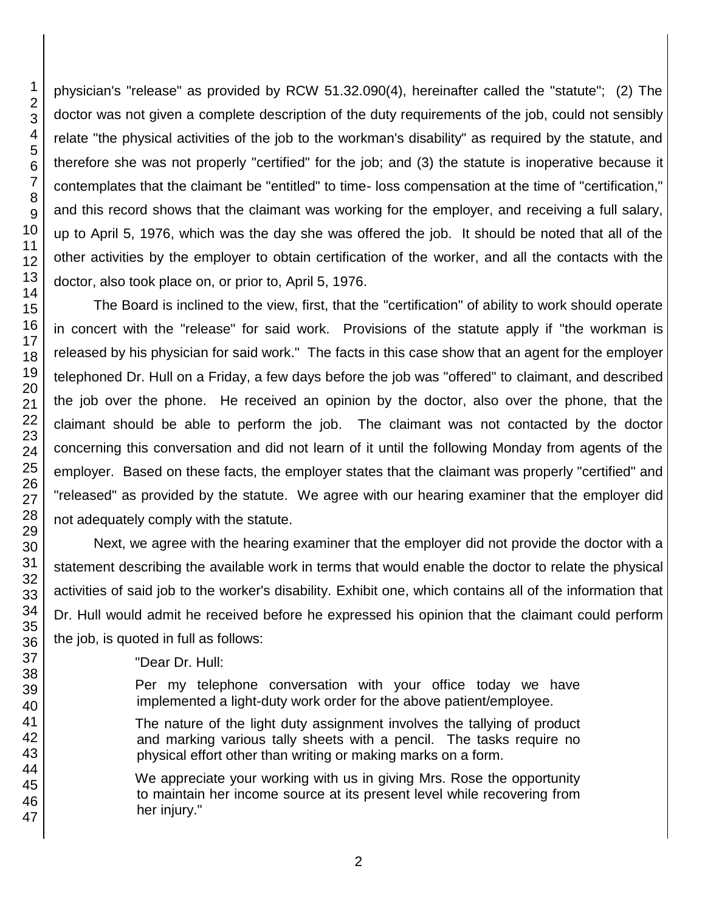physician's "release" as provided by RCW 51.32.090(4), hereinafter called the "statute"; (2) The doctor was not given a complete description of the duty requirements of the job, could not sensibly relate "the physical activities of the job to the workman's disability" as required by the statute, and therefore she was not properly "certified" for the job; and (3) the statute is inoperative because it contemplates that the claimant be "entitled" to time- loss compensation at the time of "certification," and this record shows that the claimant was working for the employer, and receiving a full salary, up to April 5, 1976, which was the day she was offered the job. It should be noted that all of the other activities by the employer to obtain certification of the worker, and all the contacts with the doctor, also took place on, or prior to, April 5, 1976.

The Board is inclined to the view, first, that the "certification" of ability to work should operate in concert with the "release" for said work. Provisions of the statute apply if "the workman is released by his physician for said work." The facts in this case show that an agent for the employer telephoned Dr. Hull on a Friday, a few days before the job was "offered" to claimant, and described the job over the phone. He received an opinion by the doctor, also over the phone, that the claimant should be able to perform the job. The claimant was not contacted by the doctor concerning this conversation and did not learn of it until the following Monday from agents of the employer. Based on these facts, the employer states that the claimant was properly "certified" and "released" as provided by the statute. We agree with our hearing examiner that the employer did not adequately comply with the statute.

Next, we agree with the hearing examiner that the employer did not provide the doctor with a statement describing the available work in terms that would enable the doctor to relate the physical activities of said job to the worker's disability. Exhibit one, which contains all of the information that Dr. Hull would admit he received before he expressed his opinion that the claimant could perform the job, is quoted in full as follows:

> "Dear Dr. Hull:
>
> Per my telephone conversation with your office today we have implemented a light-duty work order for the above patient/employee.
>
> The nature of the light duty assignment involves the tallying of product and marking various tally sheets with a pencil. The tasks require no physical effort other than writing or making marks on a form.
>
> We appreciate your working with us in giving Mrs. Rose the opportunity to maintain her income source at its present level while recovering from her injury."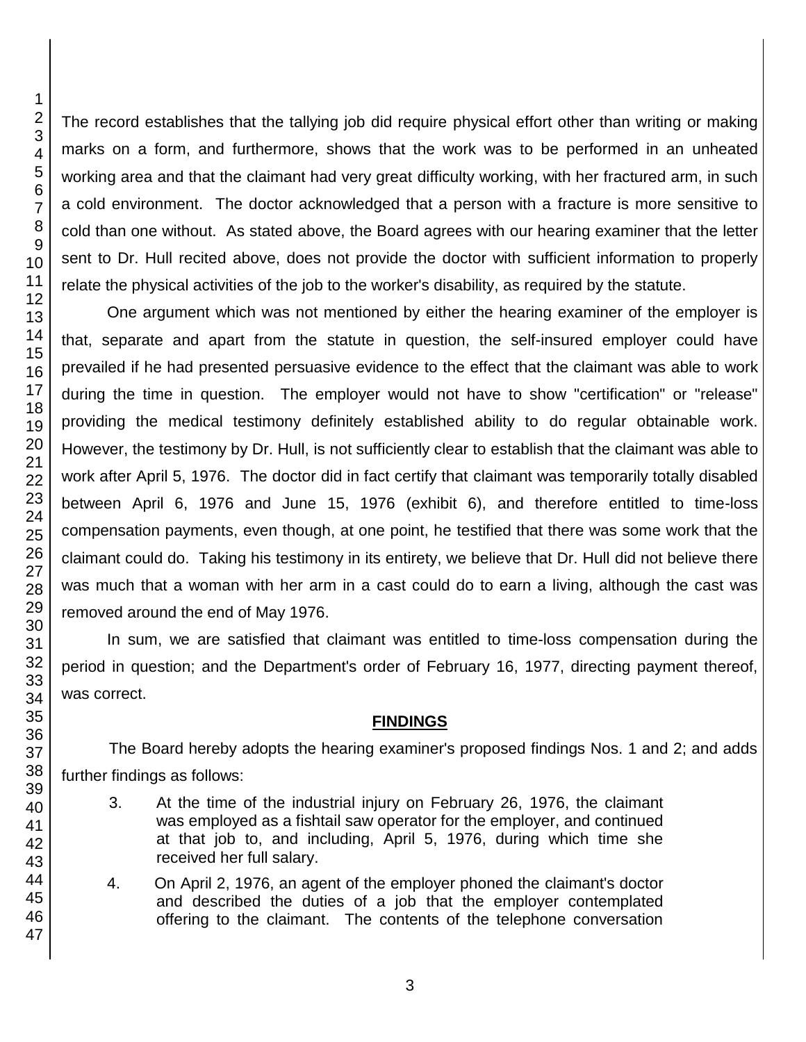The record establishes that the tallying job did require physical effort other than writing or making marks on a form, and furthermore, shows that the work was to be performed in an unheated working area and that the claimant had very great difficulty working, with her fractured arm, in such a cold environment. The doctor acknowledged that a person with a fracture is more sensitive to cold than one without. As stated above, the Board agrees with our hearing examiner that the letter sent to Dr. Hull recited above, does not provide the doctor with sufficient information to properly relate the physical activities of the job to the worker's disability, as required by the statute.

One argument which was not mentioned by either the hearing examiner of the employer is that, separate and apart from the statute in question, the self-insured employer could have prevailed if he had presented persuasive evidence to the effect that the claimant was able to work during the time in question. The employer would not have to show "certification" or "release" providing the medical testimony definitely established ability to do regular obtainable work. However, the testimony by Dr. Hull, is not sufficiently clear to establish that the claimant was able to work after April 5, 1976. The doctor did in fact certify that claimant was temporarily totally disabled between April 6, 1976 and June 15, 1976 (exhibit 6), and therefore entitled to time-loss compensation payments, even though, at one point, he testified that there was some work that the claimant could do. Taking his testimony in its entirety, we believe that Dr. Hull did not believe there was much that a woman with her arm in a cast could do to earn a living, although the cast was removed around the end of May 1976.

In sum, we are satisfied that claimant was entitled to time-loss compensation during the period in question; and the Department's order of February 16, 1977, directing payment thereof, was correct.

## FINDINGS

The Board hereby adopts the hearing examiner's proposed findings Nos. 1 and 2; and adds further findings as follows:

3. At the time of the industrial injury on February 26, 1976, the claimant was employed as a fishtail saw operator for the employer, and continued at that job to, and including, April 5, 1976, during which time she received her full salary.

4. On April 2, 1976, an agent of the employer phoned the claimant's doctor and described the duties of a job that the employer contemplated offering to the claimant. The contents of the telephone conversation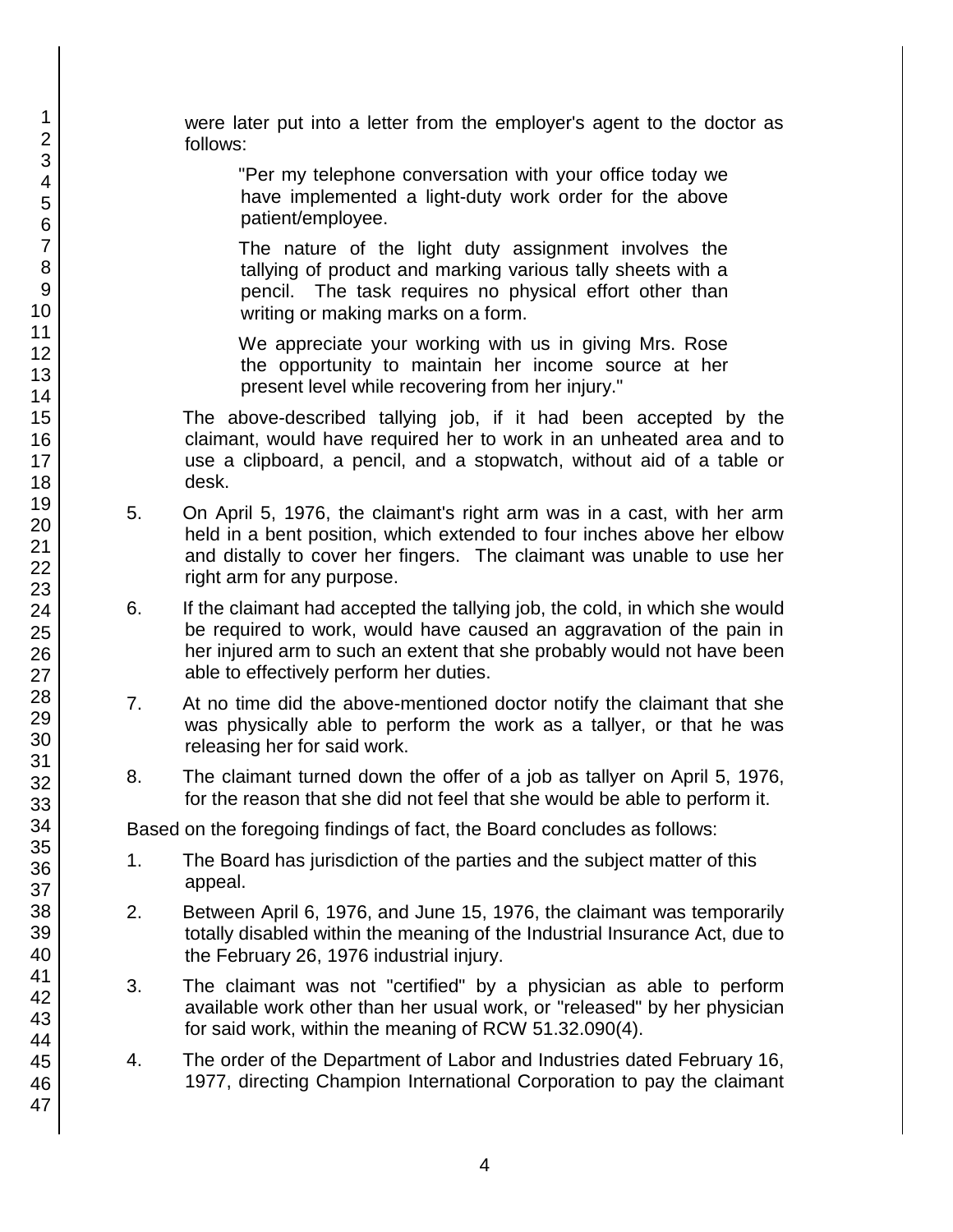were later put into a letter from the employer's agent to the doctor as follows:

> "Per my telephone conversation with your office today we have implemented a light-duty work order for the above patient/employee.
>
> The nature of the light duty assignment involves the tallying of product and marking various tally sheets with a pencil. The task requires no physical effort other than writing or making marks on a form.
>
> We appreciate your working with us in giving Mrs. Rose the opportunity to maintain her income source at her present level while recovering from her injury."

The above-described tallying job, if it had been accepted by the claimant, would have required her to work in an unheated area and to use a clipboard, a pencil, and a stopwatch, without aid of a table or desk.

5. On April 5, 1976, the claimant's right arm was in a cast, with her arm held in a bent position, which extended to four inches above her elbow and distally to cover her fingers. The claimant was unable to use her right arm for any purpose.

6. If the claimant had accepted the tallying job, the cold, in which she would be required to work, would have caused an aggravation of the pain in her injured arm to such an extent that she probably would not have been able to effectively perform her duties.

7. At no time did the above-mentioned doctor notify the claimant that she was physically able to perform the work as a tallyer, or that he was releasing her for said work.

8. The claimant turned down the offer of a job as tallyer on April 5, 1976, for the reason that she did not feel that she would be able to perform it.

Based on the foregoing findings of fact, the Board concludes as follows:

1. The Board has jurisdiction of the parties and the subject matter of this appeal.

2. Between April 6, 1976, and June 15, 1976, the claimant was temporarily totally disabled within the meaning of the Industrial Insurance Act, due to the February 26, 1976 industrial injury.

3. The claimant was not "certified" by a physician as able to perform available work other than her usual work, or "released" by her physician for said work, within the meaning of RCW 51.32.090(4).

4. The order of the Department of Labor and Industries dated February 16, 1977, directing Champion International Corporation to pay the claimant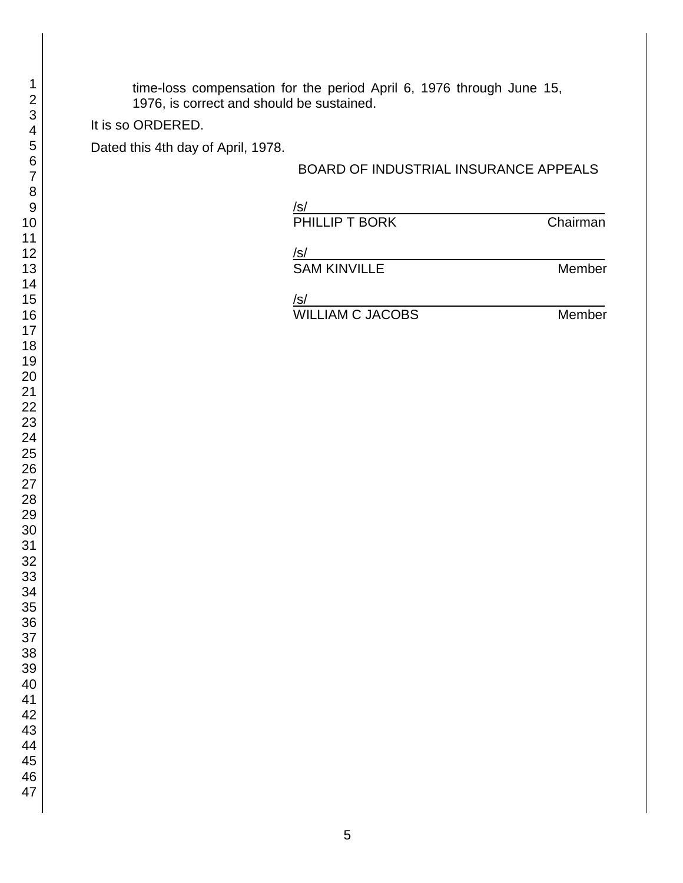time-loss compensation for the period April 6, 1976 through June 15, 1976, is correct and should be sustained.

It is so ORDERED.

Dated this 4th day of April, 1978.

BOARD OF INDUSTRIAL INSURANCE APPEALS

/s/
PHILLIP T BORK Chairman

/s/
SAM KINVILLE Member

/s/
WILLIAM C JACOBS Member